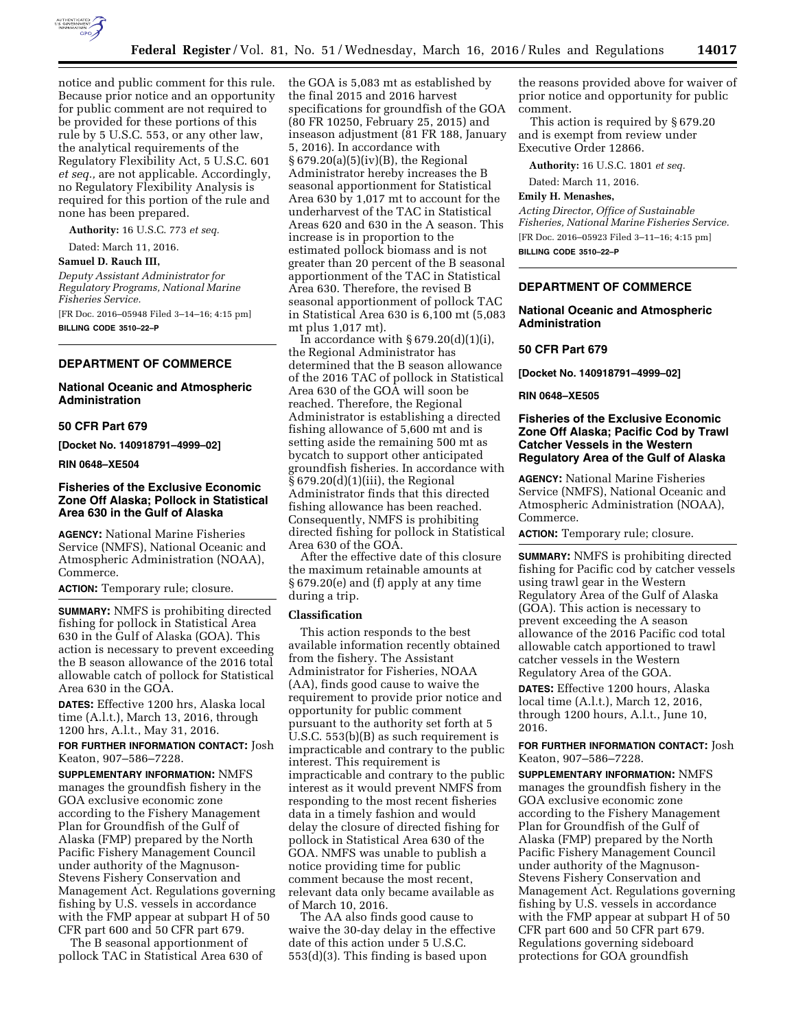notice and public comment for this rule. Because prior notice and an opportunity for public comment are not required to be provided for these portions of this rule by 5 U.S.C. 553, or any other law, the analytical requirements of the Regulatory Flexibility Act, 5 U.S.C. 601 *et seq.,* are not applicable. Accordingly, no Regulatory Flexibility Analysis is required for this portion of the rule and none has been prepared.

**Authority:** 16 U.S.C. 773 *et seq.*

Dated: March 11, 2016.

**Samuel D. Rauch III,**

*Deputy Assistant Administrator for Regulatory Programs, National Marine Fisheries Service.*

[FR Doc. 2016–05948 Filed 3–14–16; 4:15 pm]

**BILLING CODE 3510–22–P**

## DEPARTMENT OF COMMERCE

### National Oceanic and Atmospheric Administration

### 50 CFR Part 679

**[Docket No. 140918791–4999–02]**

**RIN 0648–XE504**

### Fisheries of the Exclusive Economic Zone Off Alaska; Pollock in Statistical Area 630 in the Gulf of Alaska

**AGENCY:** National Marine Fisheries Service (NMFS), National Oceanic and Atmospheric Administration (NOAA), Commerce.

**ACTION:** Temporary rule; closure.

**SUMMARY:** NMFS is prohibiting directed fishing for pollock in Statistical Area 630 in the Gulf of Alaska (GOA). This action is necessary to prevent exceeding the B season allowance of the 2016 total allowable catch of pollock for Statistical Area 630 in the GOA.

**DATES:** Effective 1200 hrs, Alaska local time (A.l.t.), March 13, 2016, through 1200 hrs, A.l.t., May 31, 2016.

**FOR FURTHER INFORMATION CONTACT:** Josh Keaton, 907–586–7228.

**SUPPLEMENTARY INFORMATION:** NMFS manages the groundfish fishery in the GOA exclusive economic zone according to the Fishery Management Plan for Groundfish of the Gulf of Alaska (FMP) prepared by the North Pacific Fishery Management Council under authority of the Magnuson-Stevens Fishery Conservation and Management Act. Regulations governing fishing by U.S. vessels in accordance with the FMP appear at subpart H of 50 CFR part 600 and 50 CFR part 679.

The B seasonal apportionment of pollock TAC in Statistical Area 630 of the GOA is 5,083 mt as established by the final 2015 and 2016 harvest specifications for groundfish of the GOA (80 FR 10250, February 25, 2015) and inseason adjustment (81 FR 188, January 5, 2016). In accordance with § 679.20(a)(5)(iv)(B), the Regional Administrator hereby increases the B seasonal apportionment for Statistical Area 630 by 1,017 mt to account for the underharvest of the TAC in Statistical Areas 620 and 630 in the A season. This increase is in proportion to the estimated pollock biomass and is not greater than 20 percent of the B seasonal apportionment of the TAC in Statistical Area 630. Therefore, the revised B seasonal apportionment of pollock TAC in Statistical Area 630 is 6,100 mt (5,083 mt plus 1,017 mt).

In accordance with § 679.20(d)(1)(i), the Regional Administrator has determined that the B season allowance of the 2016 TAC of pollock in Statistical Area 630 of the GOA will soon be reached. Therefore, the Regional Administrator is establishing a directed fishing allowance of 5,600 mt and is setting aside the remaining 500 mt as bycatch to support other anticipated groundfish fisheries. In accordance with § 679.20(d)(1)(iii), the Regional Administrator finds that this directed fishing allowance has been reached. Consequently, NMFS is prohibiting directed fishing for pollock in Statistical Area 630 of the GOA.

After the effective date of this closure the maximum retainable amounts at § 679.20(e) and (f) apply at any time during a trip.

#### Classification

This action responds to the best available information recently obtained from the fishery. The Assistant Administrator for Fisheries, NOAA (AA), finds good cause to waive the requirement to provide prior notice and opportunity for public comment pursuant to the authority set forth at 5 U.S.C. 553(b)(B) as such requirement is impracticable and contrary to the public interest. This requirement is impracticable and contrary to the public interest as it would prevent NMFS from responding to the most recent fisheries data in a timely fashion and would delay the closure of directed fishing for pollock in Statistical Area 630 of the GOA. NMFS was unable to publish a notice providing time for public comment because the most recent, relevant data only became available as of March 10, 2016.

The AA also finds good cause to waive the 30-day delay in the effective date of this action under 5 U.S.C. 553(d)(3). This finding is based upon the reasons provided above for waiver of prior notice and opportunity for public comment.

This action is required by § 679.20 and is exempt from review under Executive Order 12866.

**Authority:** 16 U.S.C. 1801 *et seq.*

Dated: March 11, 2016.

**Emily H. Menashes,**

*Acting Director, Office of Sustainable Fisheries, National Marine Fisheries Service.*

[FR Doc. 2016–05923 Filed 3–11–16; 4:15 pm]

**BILLING CODE 3510–22–P**

## DEPARTMENT OF COMMERCE

### National Oceanic and Atmospheric Administration

### 50 CFR Part 679

**[Docket No. 140918791–4999–02]**

**RIN 0648–XE505**

### Fisheries of the Exclusive Economic Zone Off Alaska; Pacific Cod by Trawl Catcher Vessels in the Western Regulatory Area of the Gulf of Alaska

**AGENCY:** National Marine Fisheries Service (NMFS), National Oceanic and Atmospheric Administration (NOAA), Commerce.

**ACTION:** Temporary rule; closure.

**SUMMARY:** NMFS is prohibiting directed fishing for Pacific cod by catcher vessels using trawl gear in the Western Regulatory Area of the Gulf of Alaska (GOA). This action is necessary to prevent exceeding the A season allowance of the 2016 Pacific cod total allowable catch apportioned to trawl catcher vessels in the Western Regulatory Area of the GOA.

**DATES:** Effective 1200 hours, Alaska local time (A.l.t.), March 12, 2016, through 1200 hours, A.l.t., June 10, 2016.

**FOR FURTHER INFORMATION CONTACT:** Josh Keaton, 907–586–7228.

**SUPPLEMENTARY INFORMATION:** NMFS manages the groundfish fishery in the GOA exclusive economic zone according to the Fishery Management Plan for Groundfish of the Gulf of Alaska (FMP) prepared by the North Pacific Fishery Management Council under authority of the Magnuson-Stevens Fishery Conservation and Management Act. Regulations governing fishing by U.S. vessels in accordance with the FMP appear at subpart H of 50 CFR part 600 and 50 CFR part 679. Regulations governing sideboard protections for GOA groundfish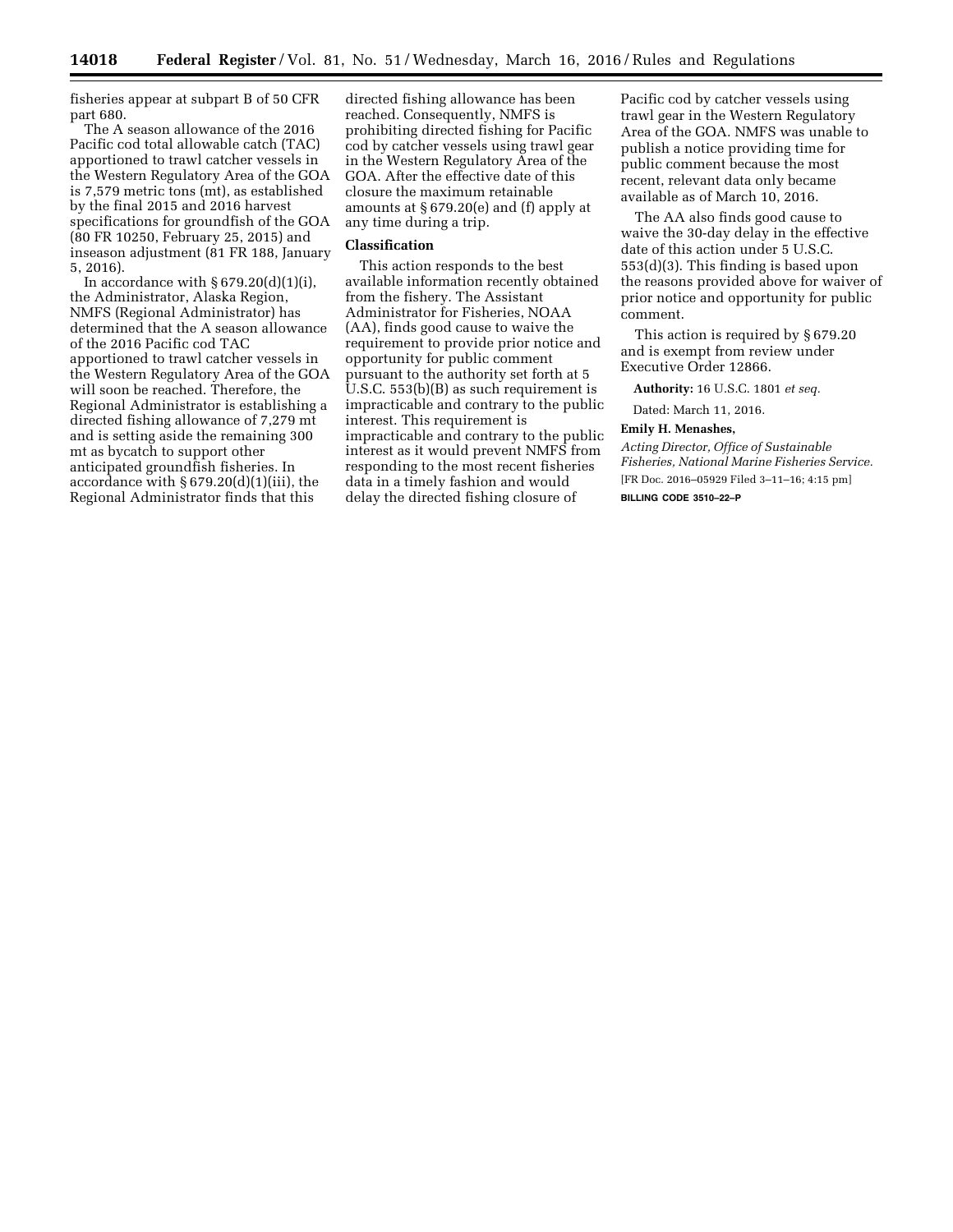fisheries appear at subpart B of 50 CFR part 680.

The A season allowance of the 2016 Pacific cod total allowable catch (TAC) apportioned to trawl catcher vessels in the Western Regulatory Area of the GOA is 7,579 metric tons (mt), as established by the final 2015 and 2016 harvest specifications for groundfish of the GOA (80 FR 10250, February 25, 2015) and inseason adjustment (81 FR 188, January 5, 2016).

In accordance with § 679.20(d)(1)(i), the Administrator, Alaska Region, NMFS (Regional Administrator) has determined that the A season allowance of the 2016 Pacific cod TAC apportioned to trawl catcher vessels in the Western Regulatory Area of the GOA will soon be reached. Therefore, the Regional Administrator is establishing a directed fishing allowance of 7,279 mt and is setting aside the remaining 300 mt as bycatch to support other anticipated groundfish fisheries. In accordance with § 679.20(d)(1)(iii), the Regional Administrator finds that this directed fishing allowance has been reached. Consequently, NMFS is prohibiting directed fishing for Pacific cod by catcher vessels using trawl gear in the Western Regulatory Area of the GOA. After the effective date of this closure the maximum retainable amounts at § 679.20(e) and (f) apply at any time during a trip.

## Classification

This action responds to the best available information recently obtained from the fishery. The Assistant Administrator for Fisheries, NOAA (AA), finds good cause to waive the requirement to provide prior notice and opportunity for public comment pursuant to the authority set forth at 5 U.S.C. 553(b)(B) as such requirement is impracticable and contrary to the public interest. This requirement is impracticable and contrary to the public interest as it would prevent NMFS from responding to the most recent fisheries data in a timely fashion and would delay the directed fishing closure of Pacific cod by catcher vessels using trawl gear in the Western Regulatory Area of the GOA. NMFS was unable to publish a notice providing time for public comment because the most recent, relevant data only became available as of March 10, 2016.

The AA also finds good cause to waive the 30-day delay in the effective date of this action under 5 U.S.C. 553(d)(3). This finding is based upon the reasons provided above for waiver of prior notice and opportunity for public comment.

This action is required by § 679.20 and is exempt from review under Executive Order 12866.

**Authority:** 16 U.S.C. 1801 *et seq.*

Dated: March 11, 2016.

**Emily H. Menashes,**

*Acting Director, Office of Sustainable Fisheries, National Marine Fisheries Service.*

[FR Doc. 2016–05929 Filed 3–11–16; 4:15 pm]

**BILLING CODE 3510–22–P**